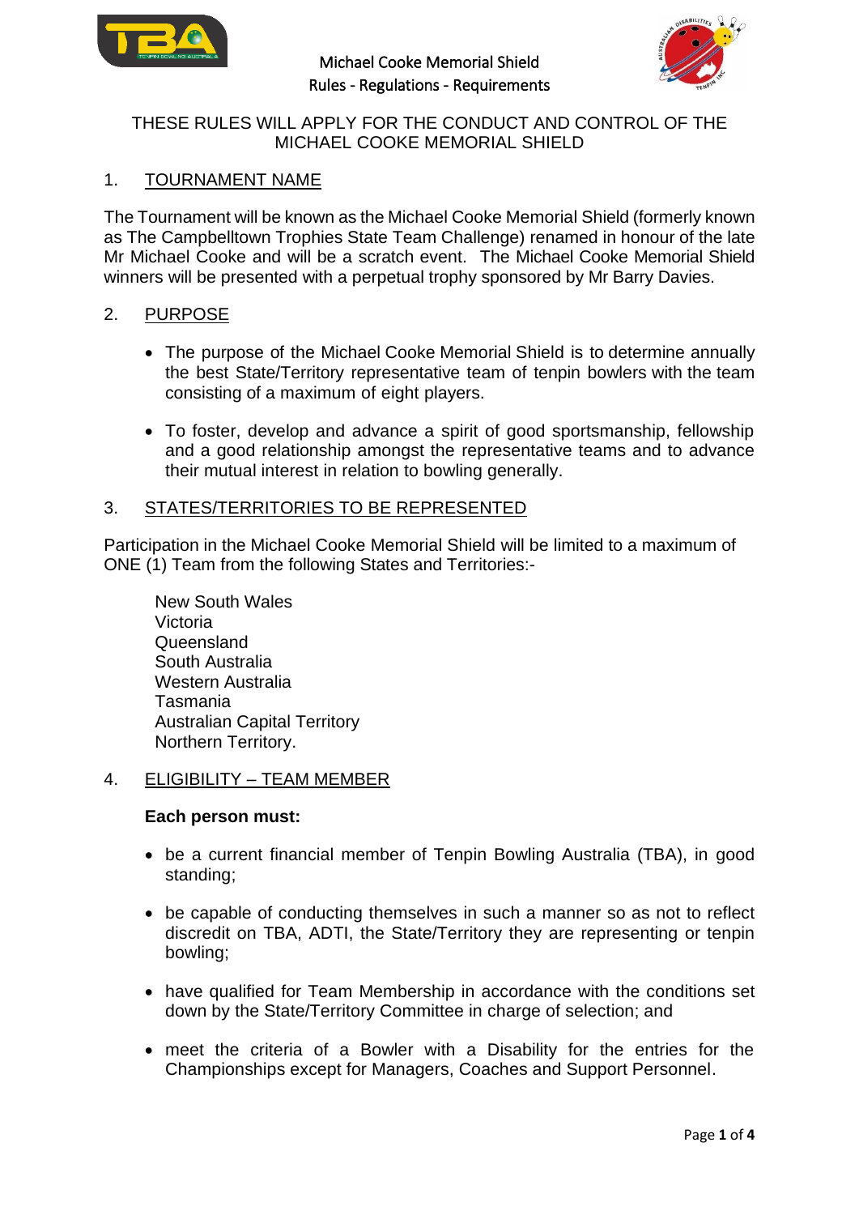# Michael Cooke Memorial Shield
## Rules - Regulations - Requirements

THESE RULES WILL APPLY FOR THE CONDUCT AND CONTROL OF THE MICHAEL COOKE MEMORIAL SHIELD

## 1. TOURNAMENT NAME

The Tournament will be known as the Michael Cooke Memorial Shield (formerly known as The Campbelltown Trophies State Team Challenge) renamed in honour of the late Mr Michael Cooke and will be a scratch event. The Michael Cooke Memorial Shield winners will be presented with a perpetual trophy sponsored by Mr Barry Davies.

## 2. PURPOSE

- The purpose of the Michael Cooke Memorial Shield is to determine annually the best State/Territory representative team of tenpin bowlers with the team consisting of a maximum of eight players.
- To foster, develop and advance a spirit of good sportsmanship, fellowship and a good relationship amongst the representative teams and to advance their mutual interest in relation to bowling generally.

## 3. STATES/TERRITORIES TO BE REPRESENTED

Participation in the Michael Cooke Memorial Shield will be limited to a maximum of ONE (1) Team from the following States and Territories:-

New South Wales
Victoria
Queensland
South Australia
Western Australia
Tasmania
Australian Capital Territory
Northern Territory.

## 4. ELIGIBILITY – TEAM MEMBER

**Each person must:**

- be a current financial member of Tenpin Bowling Australia (TBA), in good standing;
- be capable of conducting themselves in such a manner so as not to reflect discredit on TBA, ADTI, the State/Territory they are representing or tenpin bowling;
- have qualified for Team Membership in accordance with the conditions set down by the State/Territory Committee in charge of selection; and
- meet the criteria of a Bowler with a Disability for the entries for the Championships except for Managers, Coaches and Support Personnel.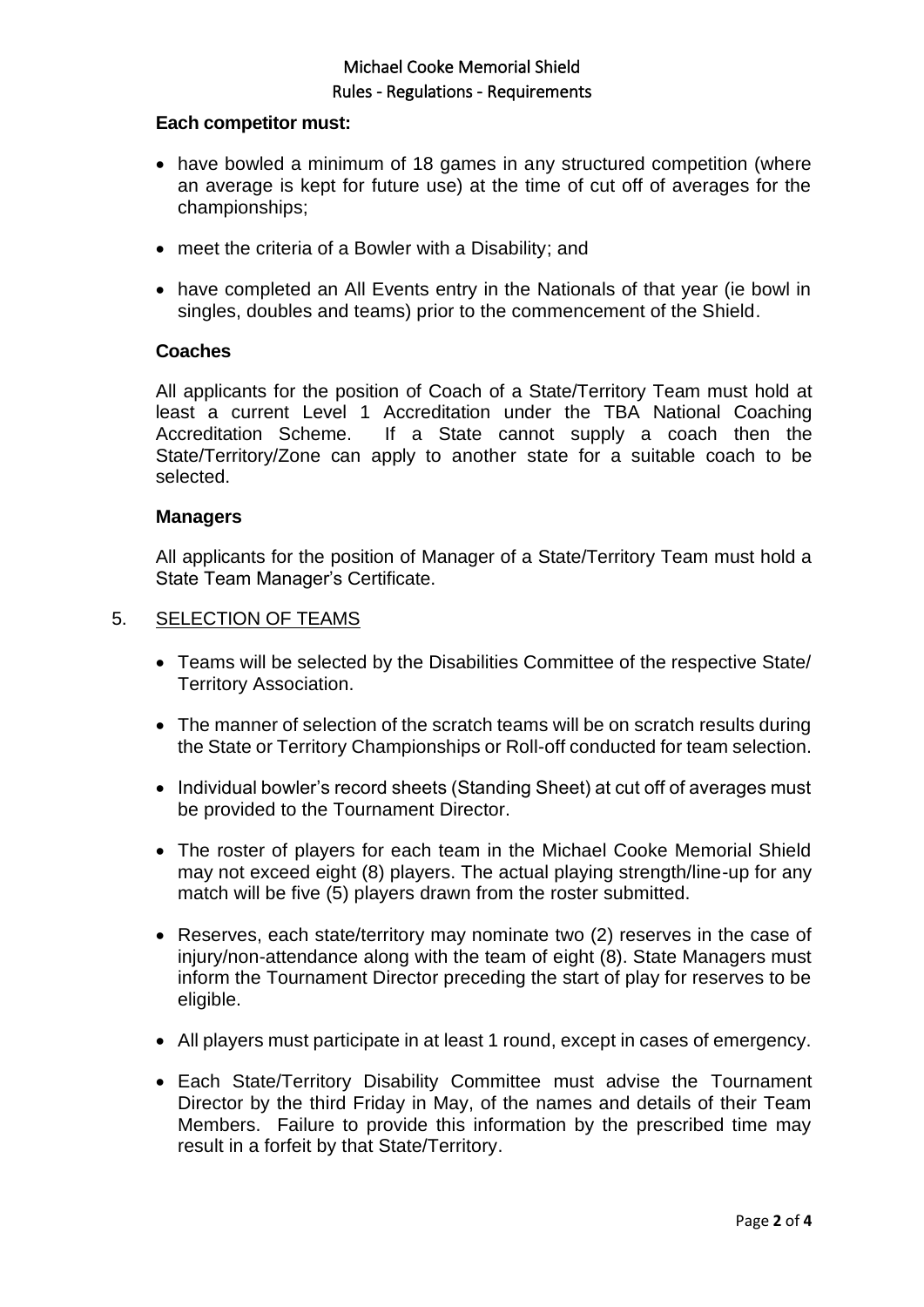**Each competitor must:**

- have bowled a minimum of 18 games in any structured competition (where an average is kept for future use) at the time of cut off of averages for the championships;
- meet the criteria of a Bowler with a Disability; and
- have completed an All Events entry in the Nationals of that year (ie bowl in singles, doubles and teams) prior to the commencement of the Shield.

**Coaches**

All applicants for the position of Coach of a State/Territory Team must hold at least a current Level 1 Accreditation under the TBA National Coaching Accreditation Scheme. If a State cannot supply a coach then the State/Territory/Zone can apply to another state for a suitable coach to be selected.

**Managers**

All applicants for the position of Manager of a State/Territory Team must hold a State Team Manager's Certificate.

5. SELECTION OF TEAMS

- Teams will be selected by the Disabilities Committee of the respective State/ Territory Association.
- The manner of selection of the scratch teams will be on scratch results during the State or Territory Championships or Roll-off conducted for team selection.
- Individual bowler's record sheets (Standing Sheet) at cut off of averages must be provided to the Tournament Director.
- The roster of players for each team in the Michael Cooke Memorial Shield may not exceed eight (8) players. The actual playing strength/line-up for any match will be five (5) players drawn from the roster submitted.
- Reserves, each state/territory may nominate two (2) reserves in the case of injury/non-attendance along with the team of eight (8). State Managers must inform the Tournament Director preceding the start of play for reserves to be eligible.
- All players must participate in at least 1 round, except in cases of emergency.
- Each State/Territory Disability Committee must advise the Tournament Director by the third Friday in May, of the names and details of their Team Members. Failure to provide this information by the prescribed time may result in a forfeit by that State/Territory.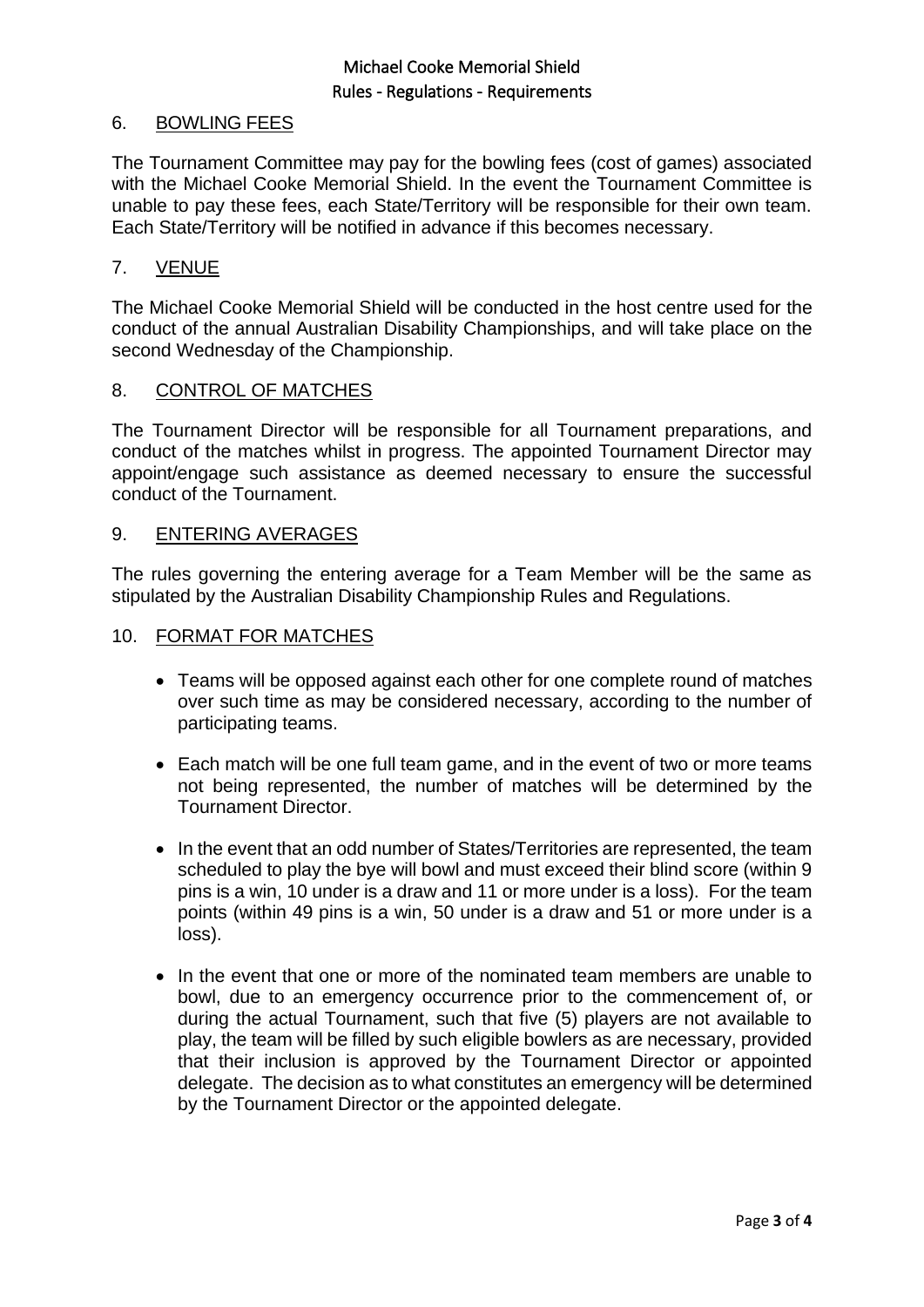## 6. BOWLING FEES

The Tournament Committee may pay for the bowling fees (cost of games) associated with the Michael Cooke Memorial Shield. In the event the Tournament Committee is unable to pay these fees, each State/Territory will be responsible for their own team. Each State/Territory will be notified in advance if this becomes necessary.

## 7. VENUE

The Michael Cooke Memorial Shield will be conducted in the host centre used for the conduct of the annual Australian Disability Championships, and will take place on the second Wednesday of the Championship.

## 8. CONTROL OF MATCHES

The Tournament Director will be responsible for all Tournament preparations, and conduct of the matches whilst in progress. The appointed Tournament Director may appoint/engage such assistance as deemed necessary to ensure the successful conduct of the Tournament.

## 9. ENTERING AVERAGES

The rules governing the entering average for a Team Member will be the same as stipulated by the Australian Disability Championship Rules and Regulations.

## 10. FORMAT FOR MATCHES

- Teams will be opposed against each other for one complete round of matches over such time as may be considered necessary, according to the number of participating teams.
- Each match will be one full team game, and in the event of two or more teams not being represented, the number of matches will be determined by the Tournament Director.
- In the event that an odd number of States/Territories are represented, the team scheduled to play the bye will bowl and must exceed their blind score (within 9 pins is a win, 10 under is a draw and 11 or more under is a loss). For the team points (within 49 pins is a win, 50 under is a draw and 51 or more under is a loss).
- In the event that one or more of the nominated team members are unable to bowl, due to an emergency occurrence prior to the commencement of, or during the actual Tournament, such that five (5) players are not available to play, the team will be filled by such eligible bowlers as are necessary, provided that their inclusion is approved by the Tournament Director or appointed delegate. The decision as to what constitutes an emergency will be determined by the Tournament Director or the appointed delegate.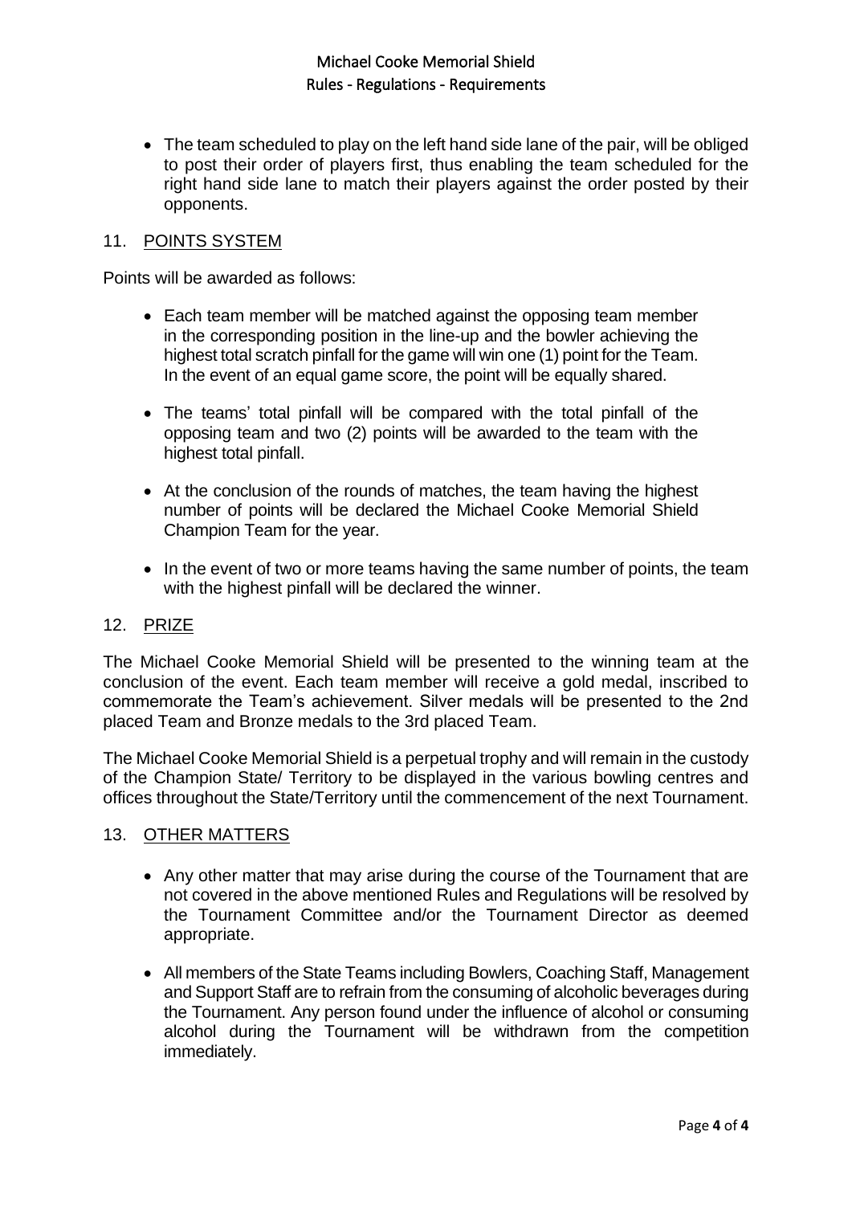- The team scheduled to play on the left hand side lane of the pair, will be obliged to post their order of players first, thus enabling the team scheduled for the right hand side lane to match their players against the order posted by their opponents.

## 11. POINTS SYSTEM

Points will be awarded as follows:

- Each team member will be matched against the opposing team member in the corresponding position in the line-up and the bowler achieving the highest total scratch pinfall for the game will win one (1) point for the Team. In the event of an equal game score, the point will be equally shared.
- The teams' total pinfall will be compared with the total pinfall of the opposing team and two (2) points will be awarded to the team with the highest total pinfall.
- At the conclusion of the rounds of matches, the team having the highest number of points will be declared the Michael Cooke Memorial Shield Champion Team for the year.
- In the event of two or more teams having the same number of points, the team with the highest pinfall will be declared the winner.

## 12. PRIZE

The Michael Cooke Memorial Shield will be presented to the winning team at the conclusion of the event. Each team member will receive a gold medal, inscribed to commemorate the Team's achievement. Silver medals will be presented to the 2nd placed Team and Bronze medals to the 3rd placed Team.

The Michael Cooke Memorial Shield is a perpetual trophy and will remain in the custody of the Champion State/ Territory to be displayed in the various bowling centres and offices throughout the State/Territory until the commencement of the next Tournament.

## 13. OTHER MATTERS

- Any other matter that may arise during the course of the Tournament that are not covered in the above mentioned Rules and Regulations will be resolved by the Tournament Committee and/or the Tournament Director as deemed appropriate.
- All members of the State Teams including Bowlers, Coaching Staff, Management and Support Staff are to refrain from the consuming of alcoholic beverages during the Tournament. Any person found under the influence of alcohol or consuming alcohol during the Tournament will be withdrawn from the competition immediately.